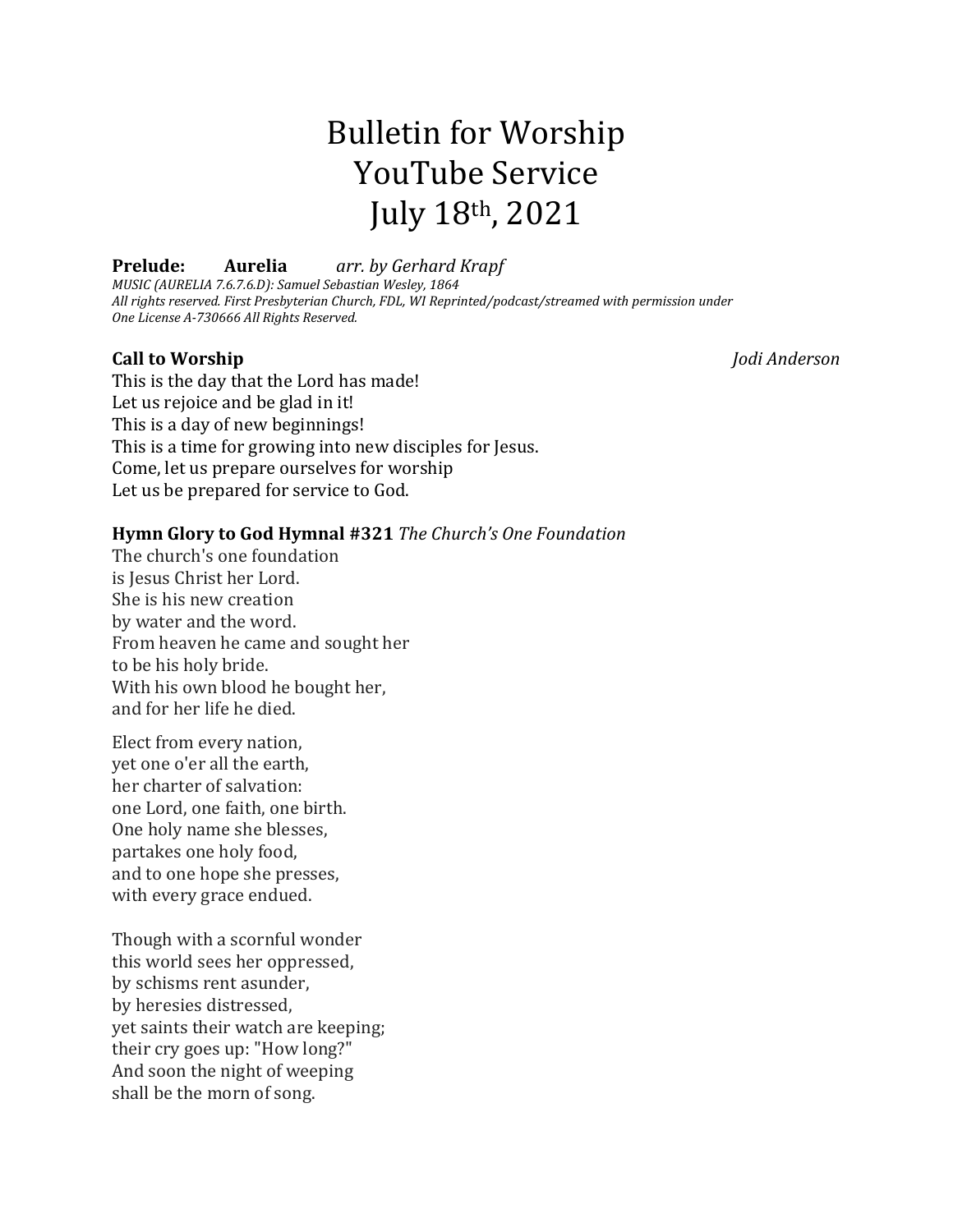# Bulletin for Worship
# YouTube Service
# July 18th, 2021

**Prelude:** **Aurelia** *arr. by Gerhard Krapf*

*MUSIC (AURELIA 7.6.7.6.D): Samuel Sebastian Wesley, 1864*
*All rights reserved. First Presbyterian Church, FDL, WI Reprinted/podcast/streamed with permission under One License A-730666 All Rights Reserved.*

**Call to Worship** *Jodi Anderson*

This is the day that the Lord has made!
Let us rejoice and be glad in it!
This is a day of new beginnings!
This is a time for growing into new disciples for Jesus.
Come, let us prepare ourselves for worship
Let us be prepared for service to God.

**Hymn Glory to God Hymnal #321** *The Church's One Foundation*

The church's one foundation
is Jesus Christ her Lord.
She is his new creation
by water and the word.
From heaven he came and sought her
to be his holy bride.
With his own blood he bought her,
and for her life he died.

Elect from every nation,
yet one o'er all the earth,
her charter of salvation:
one Lord, one faith, one birth.
One holy name she blesses,
partakes one holy food,
and to one hope she presses,
with every grace endued.

Though with a scornful wonder
this world sees her oppressed,
by schisms rent asunder,
by heresies distressed,
yet saints their watch are keeping;
their cry goes up: "How long?"
And soon the night of weeping
shall be the morn of song.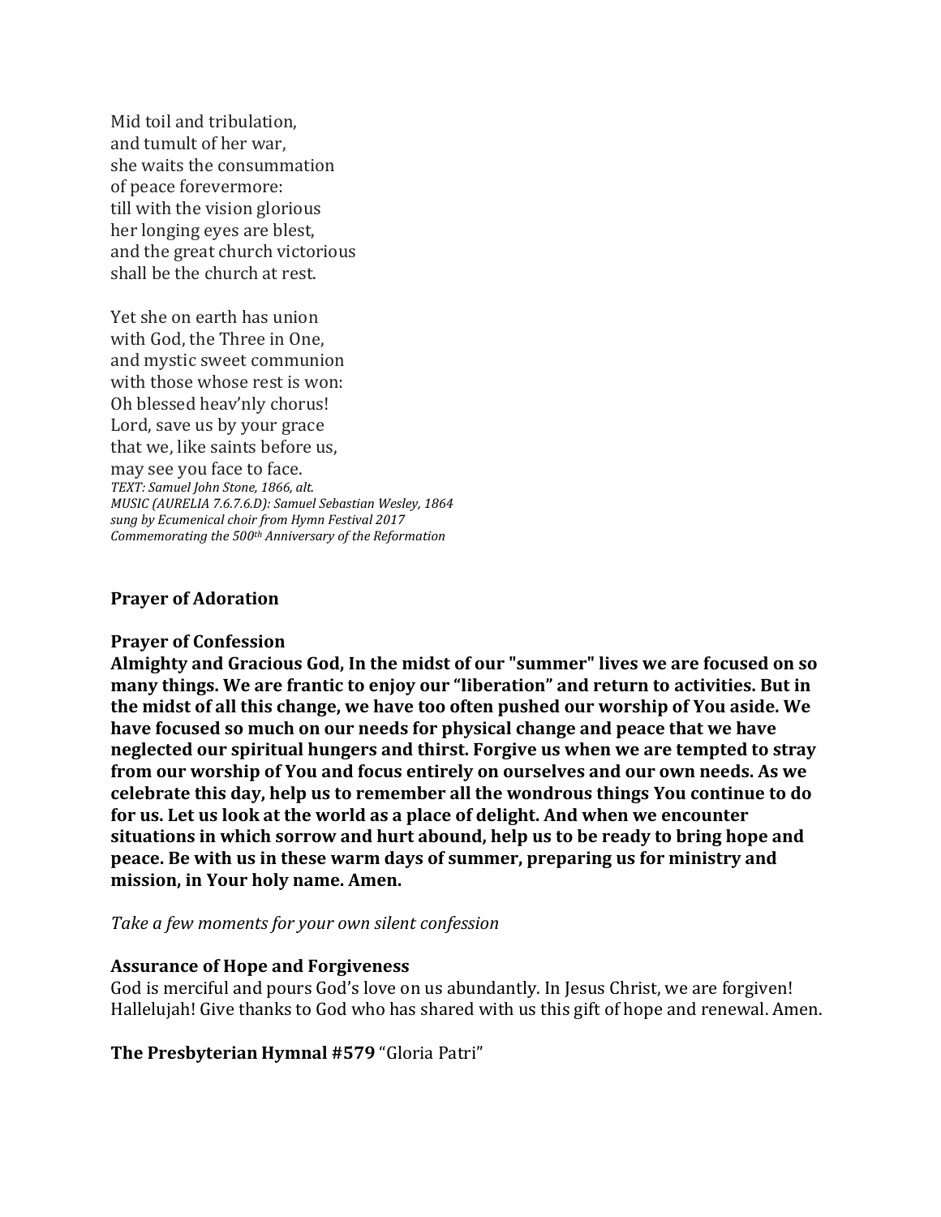Mid toil and tribulation,
and tumult of her war,
she waits the consummation
of peace forevermore:
till with the vision glorious
her longing eyes are blest,
and the great church victorious
shall be the church at rest.

Yet she on earth has union
with God, the Three in One,
and mystic sweet communion
with those whose rest is won:
Oh blessed heav'nly chorus!
Lord, save us by your grace
that we, like saints before us,
may see you face to face.
*TEXT: Samuel John Stone, 1866, alt.*
*MUSIC (AURELIA 7.6.7.6.D): Samuel Sebastian Wesley, 1864*
*sung by Ecumenical choir from Hymn Festival 2017*
*Commemorating the 500th Anniversary of the Reformation*

**Prayer of Adoration**

**Prayer of Confession**
**Almighty and Gracious God, In the midst of our "summer" lives we are focused on so many things. We are frantic to enjoy our "liberation" and return to activities. But in the midst of all this change, we have too often pushed our worship of You aside. We have focused so much on our needs for physical change and peace that we have neglected our spiritual hungers and thirst. Forgive us when we are tempted to stray from our worship of You and focus entirely on ourselves and our own needs. As we celebrate this day, help us to remember all the wondrous things You continue to do for us. Let us look at the world as a place of delight. And when we encounter situations in which sorrow and hurt abound, help us to be ready to bring hope and peace. Be with us in these warm days of summer, preparing us for ministry and mission, in Your holy name. Amen.**

*Take a few moments for your own silent confession*

**Assurance of Hope and Forgiveness**
God is merciful and pours God's love on us abundantly. In Jesus Christ, we are forgiven! Hallelujah! Give thanks to God who has shared with us this gift of hope and renewal. Amen.

**The Presbyterian Hymnal #579** "Gloria Patri"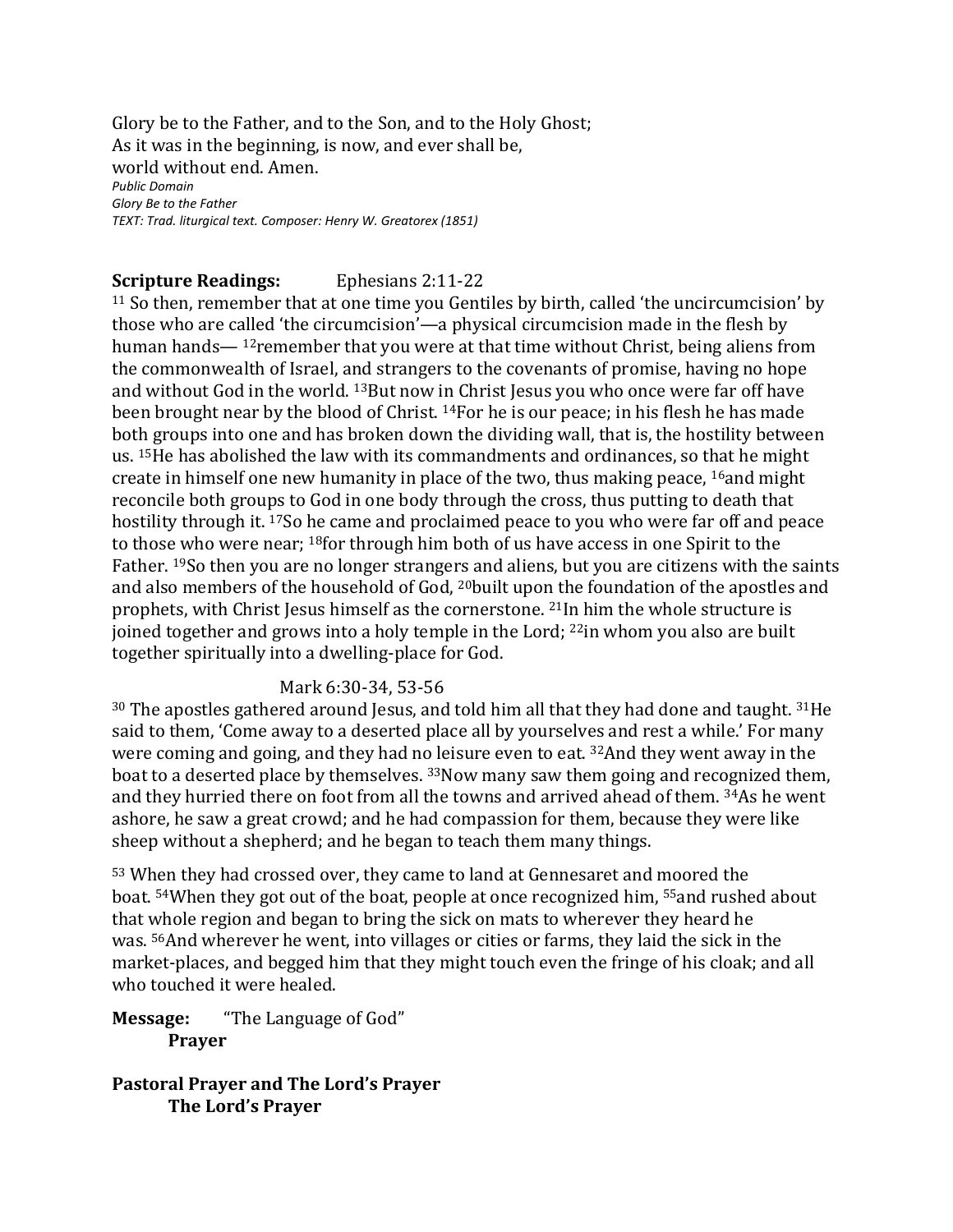Glory be to the Father, and to the Son, and to the Holy Ghost;
As it was in the beginning, is now, and ever shall be,
world without end. Amen.
*Public Domain*
*Glory Be to the Father*
*TEXT: Trad. liturgical text. Composer: Henry W. Greatorex (1851)*

**Scripture Readings:** Ephesians 2:11-22

[11] So then, remember that at one time you Gentiles by birth, called 'the uncircumcision' by those who are called 'the circumcision'—a physical circumcision made in the flesh by human hands— [12]remember that you were at that time without Christ, being aliens from the commonwealth of Israel, and strangers to the covenants of promise, having no hope and without God in the world. [13]But now in Christ Jesus you who once were far off have been brought near by the blood of Christ. [14]For he is our peace; in his flesh he has made both groups into one and has broken down the dividing wall, that is, the hostility between us. [15]He has abolished the law with its commandments and ordinances, so that he might create in himself one new humanity in place of the two, thus making peace, [16]and might reconcile both groups to God in one body through the cross, thus putting to death that hostility through it. [17]So he came and proclaimed peace to you who were far off and peace to those who were near; [18]for through him both of us have access in one Spirit to the Father. [19]So then you are no longer strangers and aliens, but you are citizens with the saints and also members of the household of God, [20]built upon the foundation of the apostles and prophets, with Christ Jesus himself as the cornerstone. [21]In him the whole structure is joined together and grows into a holy temple in the Lord; [22]in whom you also are built together spiritually into a dwelling-place for God.

Mark 6:30-34, 53-56

[30] The apostles gathered around Jesus, and told him all that they had done and taught. [31]He said to them, 'Come away to a deserted place all by yourselves and rest a while.' For many were coming and going, and they had no leisure even to eat. [32]And they went away in the boat to a deserted place by themselves. [33]Now many saw them going and recognized them, and they hurried there on foot from all the towns and arrived ahead of them. [34]As he went ashore, he saw a great crowd; and he had compassion for them, because they were like sheep without a shepherd; and he began to teach them many things.

[53] When they had crossed over, they came to land at Gennesaret and moored the boat. [54]When they got out of the boat, people at once recognized him, [55]and rushed about that whole region and began to bring the sick on mats to wherever they heard he was. [56]And wherever he went, into villages or cities or farms, they laid the sick in the market-places, and begged him that they might touch even the fringe of his cloak; and all who touched it were healed.

**Message:** "The Language of God"
**Prayer**

**Pastoral Prayer and The Lord's Prayer**
**The Lord's Prayer**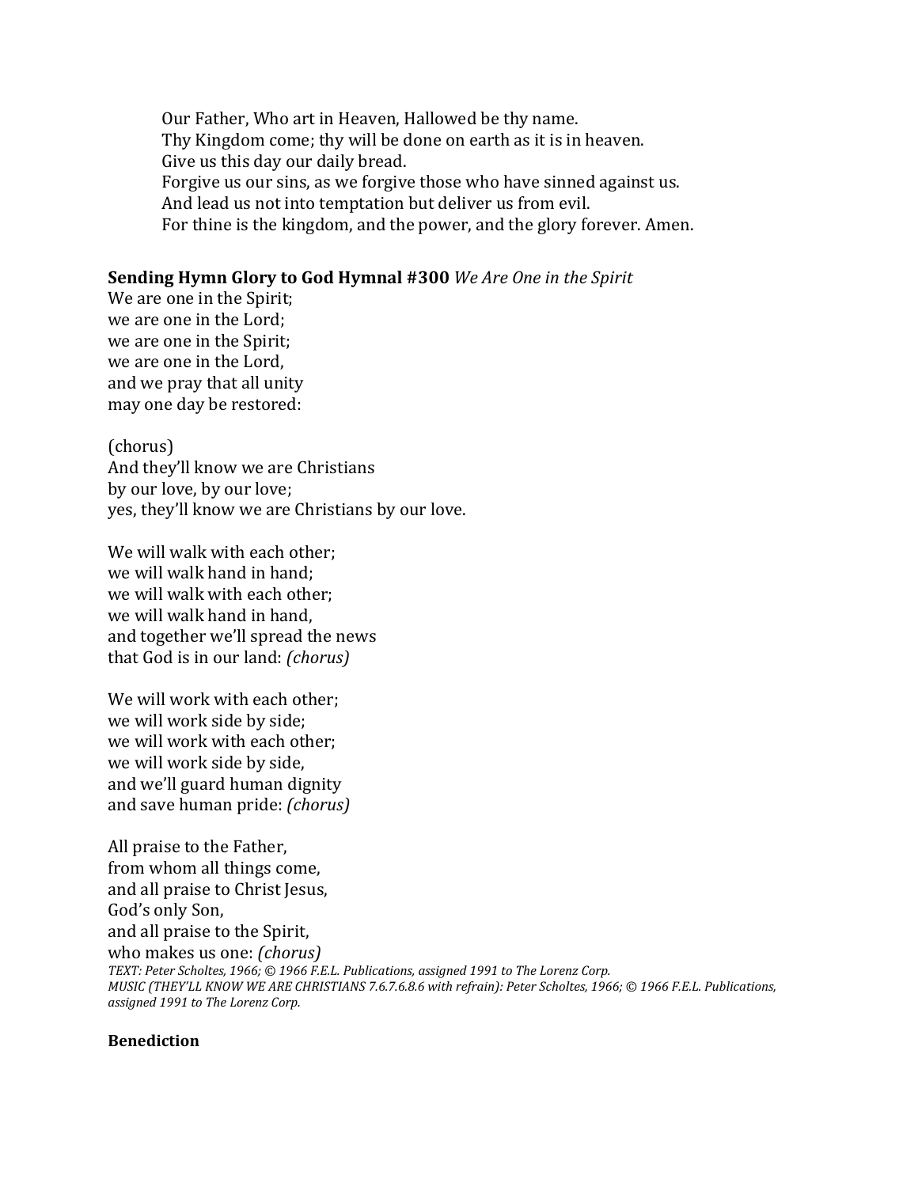Our Father, Who art in Heaven, Hallowed be thy name.
Thy Kingdom come; thy will be done on earth as it is in heaven.
Give us this day our daily bread.
Forgive us our sins, as we forgive those who have sinned against us.
And lead us not into temptation but deliver us from evil.
For thine is the kingdom, and the power, and the glory forever. Amen.

**Sending Hymn Glory to God Hymnal #300** *We Are One in the Spirit*

We are one in the Spirit;
we are one in the Lord;
we are one in the Spirit;
we are one in the Lord,
and we pray that all unity
may one day be restored:

(chorus)
And they'll know we are Christians
by our love, by our love;
yes, they'll know we are Christians by our love.

We will walk with each other;
we will walk hand in hand;
we will walk with each other;
we will walk hand in hand,
and together we'll spread the news
that God is in our land: *(chorus)*

We will work with each other;
we will work side by side;
we will work with each other;
we will work side by side,
and we'll guard human dignity
and save human pride: *(chorus)*

All praise to the Father,
from whom all things come,
and all praise to Christ Jesus,
God's only Son,
and all praise to the Spirit,
who makes us one: *(chorus)*

*TEXT: Peter Scholtes, 1966; © 1966 F.E.L. Publications, assigned 1991 to The Lorenz Corp.*
*MUSIC (THEY'LL KNOW WE ARE CHRISTIANS 7.6.7.6.8.6 with refrain): Peter Scholtes, 1966; © 1966 F.E.L. Publications, assigned 1991 to The Lorenz Corp.*

**Benediction**